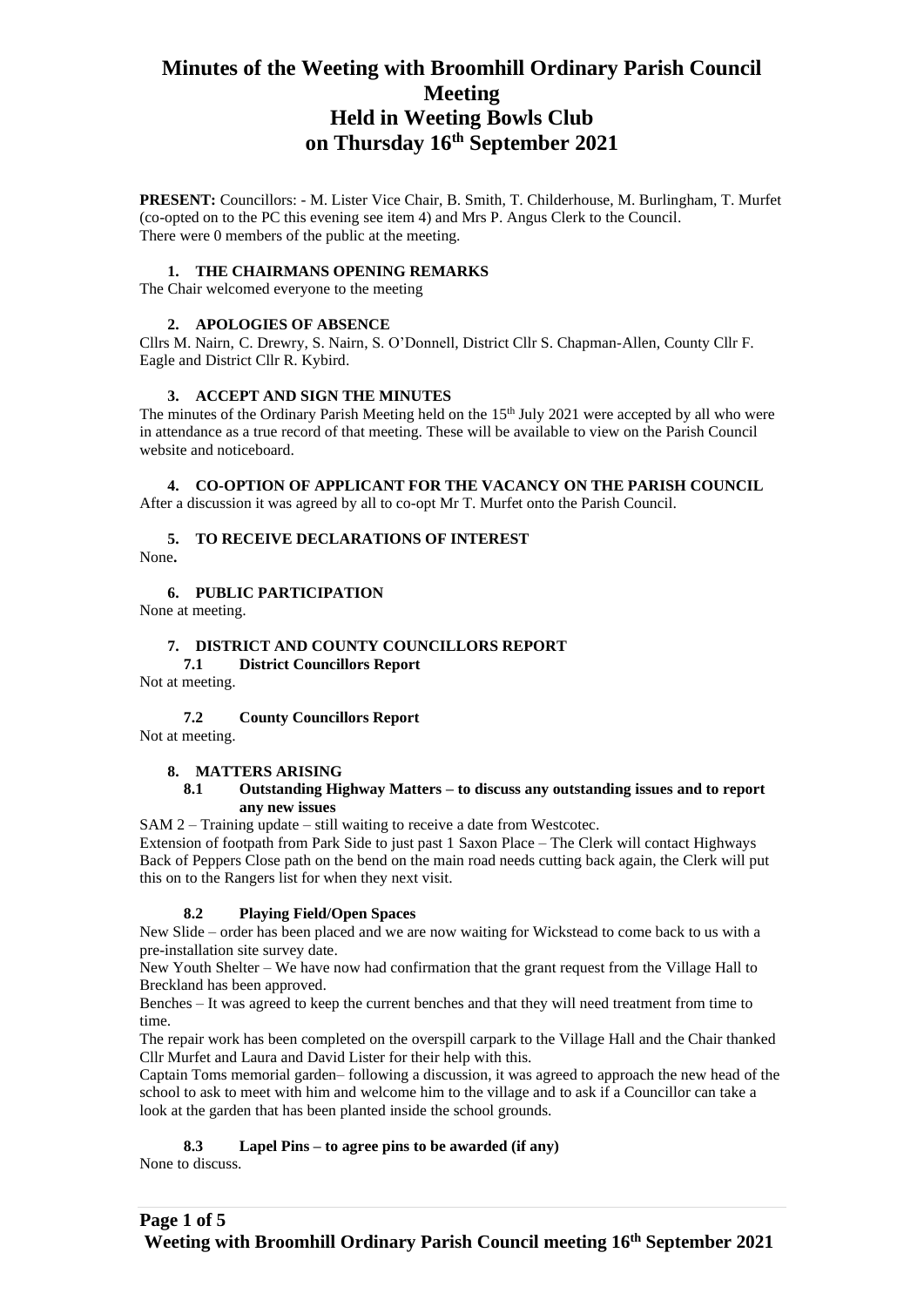# Minutes of the Weeting with Broomhill Ordinary Parish Council Meeting
# Held in Weeting Bowls Club
# on Thursday 16th September 2021

**PRESENT:** Councillors: - M. Lister Vice Chair, B. Smith, T. Childerhouse, M. Burlingham, T. Murfet (co-opted on to the PC this evening see item 4) and Mrs P. Angus Clerk to the Council.
There were 0 members of the public at the meeting.

## 1. THE CHAIRMANS OPENING REMARKS

The Chair welcomed everyone to the meeting

## 2. APOLOGIES OF ABSENCE

Cllrs M. Nairn, C. Drewry, S. Nairn, S. O'Donnell, District Cllr S. Chapman-Allen, County Cllr F. Eagle and District Cllr R. Kybird.

## 3. ACCEPT AND SIGN THE MINUTES

The minutes of the Ordinary Parish Meeting held on the 15th July 2021 were accepted by all who were in attendance as a true record of that meeting. These will be available to view on the Parish Council website and noticeboard.

## 4. CO-OPTION OF APPLICANT FOR THE VACANCY ON THE PARISH COUNCIL

After a discussion it was agreed by all to co-opt Mr T. Murfet onto the Parish Council.

## 5. TO RECEIVE DECLARATIONS OF INTEREST

None**.**

## 6. PUBLIC PARTICIPATION

None at meeting.

## 7. DISTRICT AND COUNTY COUNCILLORS REPORT

### 7.1 District Councillors Report

Not at meeting.

### 7.2 County Councillors Report

Not at meeting.

## 8. MATTERS ARISING

### 8.1 Outstanding Highway Matters – to discuss any outstanding issues and to report any new issues

SAM 2 – Training update – still waiting to receive a date from Westcotec.
Extension of footpath from Park Side to just past 1 Saxon Place – The Clerk will contact Highways
Back of Peppers Close path on the bend on the main road needs cutting back again, the Clerk will put this on to the Rangers list for when they next visit.

### 8.2 Playing Field/Open Spaces

New Slide – order has been placed and we are now waiting for Wickstead to come back to us with a pre-installation site survey date.
New Youth Shelter – We have now had confirmation that the grant request from the Village Hall to Breckland has been approved.
Benches – It was agreed to keep the current benches and that they will need treatment from time to time.
The repair work has been completed on the overspill carpark to the Village Hall and the Chair thanked Cllr Murfet and Laura and David Lister for their help with this.
Captain Toms memorial garden– following a discussion, it was agreed to approach the new head of the school to ask to meet with him and welcome him to the village and to ask if a Councillor can take a look at the garden that has been planted inside the school grounds.

### 8.3 Lapel Pins – to agree pins to be awarded (if any)

None to discuss.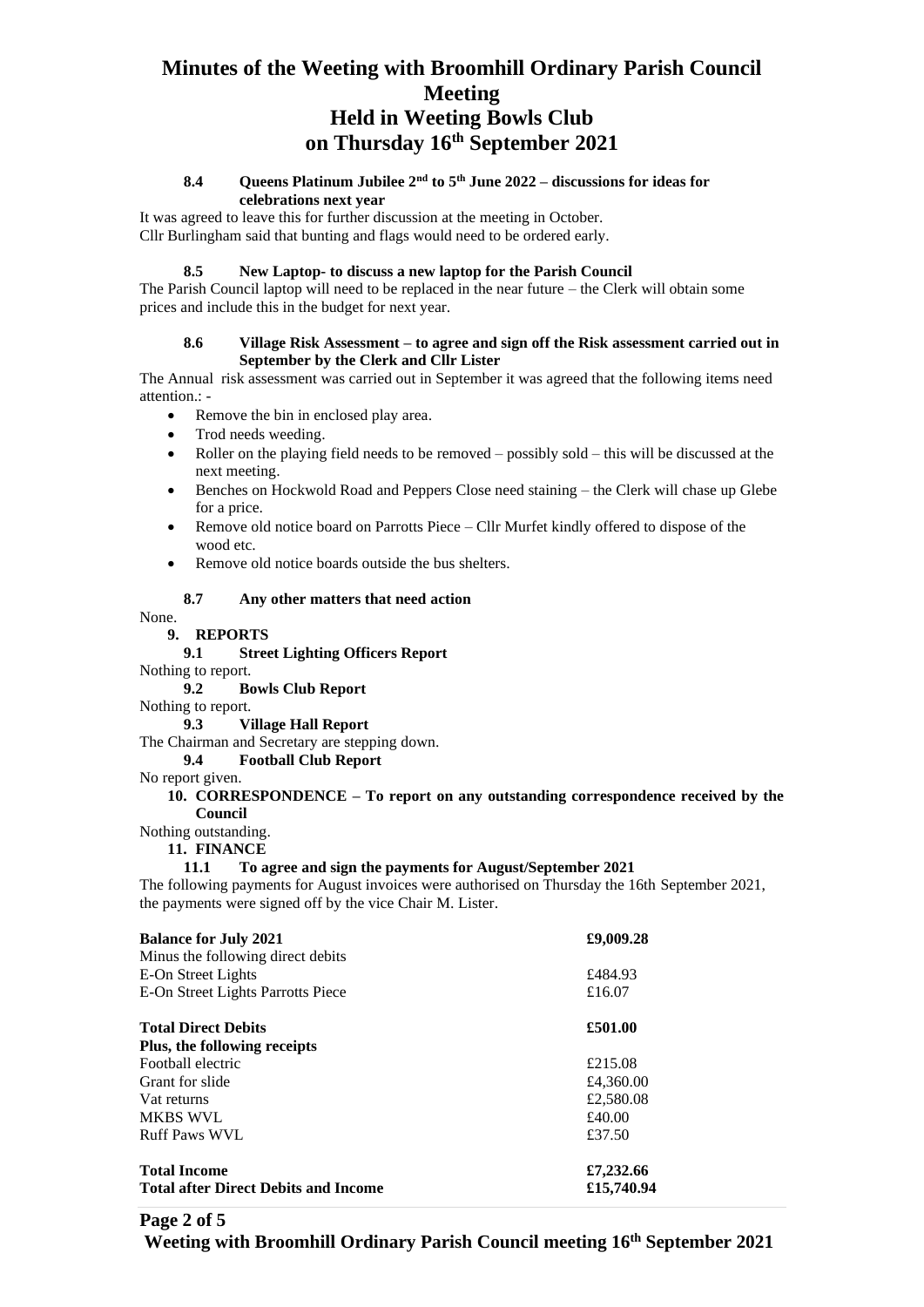# Minutes of the Weeting with Broomhill Ordinary Parish Council Meeting
# Held in Weeting Bowls Club
# on Thursday 16th September 2021

#### 8.4 Queens Platinum Jubilee 2nd to 5th June 2022 – discussions for ideas for celebrations next year

It was agreed to leave this for further discussion at the meeting in October.
Cllr Burlingham said that bunting and flags would need to be ordered early.

#### 8.5 New Laptop- to discuss a new laptop for the Parish Council

The Parish Council laptop will need to be replaced in the near future – the Clerk will obtain some prices and include this in the budget for next year.

#### 8.6 Village Risk Assessment – to agree and sign off the Risk assessment carried out in September by the Clerk and Cllr Lister

The Annual risk assessment was carried out in September it was agreed that the following items need attention.: -

- Remove the bin in enclosed play area.
- Trod needs weeding.
- Roller on the playing field needs to be removed – possibly sold – this will be discussed at the next meeting.
- Benches on Hockwold Road and Peppers Close need staining – the Clerk will chase up Glebe for a price.
- Remove old notice board on Parrotts Piece – Cllr Murfet kindly offered to dispose of the wood etc.
- Remove old notice boards outside the bus shelters.

#### 8.7 Any other matters that need action

None.

### 9. REPORTS

#### 9.1 Street Lighting Officers Report

Nothing to report.

#### 9.2 Bowls Club Report

Nothing to report.

#### 9.3 Village Hall Report

The Chairman and Secretary are stepping down.

#### 9.4 Football Club Report

No report given.

### 10. CORRESPONDENCE – To report on any outstanding correspondence received by the Council

Nothing outstanding.

### 11. FINANCE

#### 11.1 To agree and sign the payments for August/September 2021

The following payments for August invoices were authorised on Thursday the 16th September 2021, the payments were signed off by the vice Chair M. Lister.

| **Balance for July 2021** | **£9,009.28** |
|---|---|
| Minus the following direct debits | |
| E-On Street Lights | £484.93 |
| E-On Street Lights Parrotts Piece | £16.07 |
| **Total Direct Debits** | **£501.00** |
| **Plus, the following receipts** | |
| Football electric | £215.08 |
| Grant for slide | £4,360.00 |
| Vat returns | £2,580.08 |
| MKBS WVL | £40.00 |
| Ruff Paws WVL | £37.50 |
| **Total Income** | **£7,232.66** |
| **Total after Direct Debits and Income** | **£15,740.94** |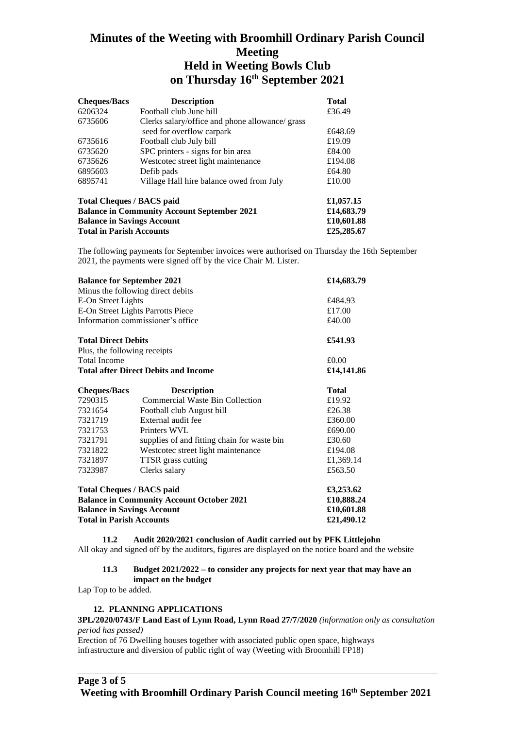# Minutes of the Weeting with Broomhill Ordinary Parish Council Meeting
# Held in Weeting Bowls Club
# on Thursday 16th September 2021

| Cheques/Bacs | Description | Total |
|---|---|---|
| 6206324 | Football club June bill | £36.49 |
| 6735606 | Clerks salary/office and phone allowance/ grass seed for overflow carpark | £648.69 |
| 6735616 | Football club July bill | £19.09 |
| 6735620 | SPC printers - signs for bin area | £84.00 |
| 6735626 | Westcotec street light maintenance | £194.08 |
| 6895603 | Defib pads | £64.80 |
| 6895741 | Village Hall hire balance owed from July | £10.00 |
| **Total Cheques / BACS paid** | | **£1,057.15** |
| **Balance in Community Account September 2021** | | **£14,683.79** |
| **Balance in Savings Account** | | **£10,601.88** |
| **Total in Parish Accounts** | | **£25,285.67** |

The following payments for September invoices were authorised on Thursday the 16th September 2021, the payments were signed off by the vice Chair M. Lister.

| | |
|---|---|
| **Balance for September 2021** | **£14,683.79** |
| Minus the following direct debits | |
| E-On Street Lights | £484.93 |
| E-On Street Lights Parrotts Piece | £17.00 |
| Information commissioner's office | £40.00 |
| **Total Direct Debits** | **£541.93** |
| Plus, the following receipts | |
| Total Income | £0.00 |
| **Total after Direct Debits and Income** | **£14,141.86** |

| Cheques/Bacs | Description | Total |
|---|---|---|
| 7290315 | Commercial Waste Bin Collection | £19.92 |
| 7321654 | Football club August bill | £26.38 |
| 7321719 | External audit fee | £360.00 |
| 7321753 | Printers WVL | £690.00 |
| 7321791 | supplies of and fitting chain for waste bin | £30.60 |
| 7321822 | Westcotec street light maintenance | £194.08 |
| 7321897 | TTSR grass cutting | £1,369.14 |
| 7323987 | Clerks salary | £563.50 |
| **Total Cheques / BACS paid** | | **£3,253.62** |
| **Balance in Community Account October 2021** | | **£10,888.24** |
| **Balance in Savings Account** | | **£10,601.88** |
| **Total in Parish Accounts** | | **£21,490.12** |

**11.2 Audit 2020/2021 conclusion of Audit carried out by PFK Littlejohn**

All okay and signed off by the auditors, figures are displayed on the notice board and the website

**11.3 Budget 2021/2022 – to consider any projects for next year that may have an impact on the budget**

Lap Top to be added.

**12. PLANNING APPLICATIONS**

**3PL/2020/0743/F Land East of Lynn Road, Lynn Road 27/7/2020** *(information only as consultation period has passed)*

Erection of 76 Dwelling houses together with associated public open space, highways infrastructure and diversion of public right of way (Weeting with Broomhill FP18)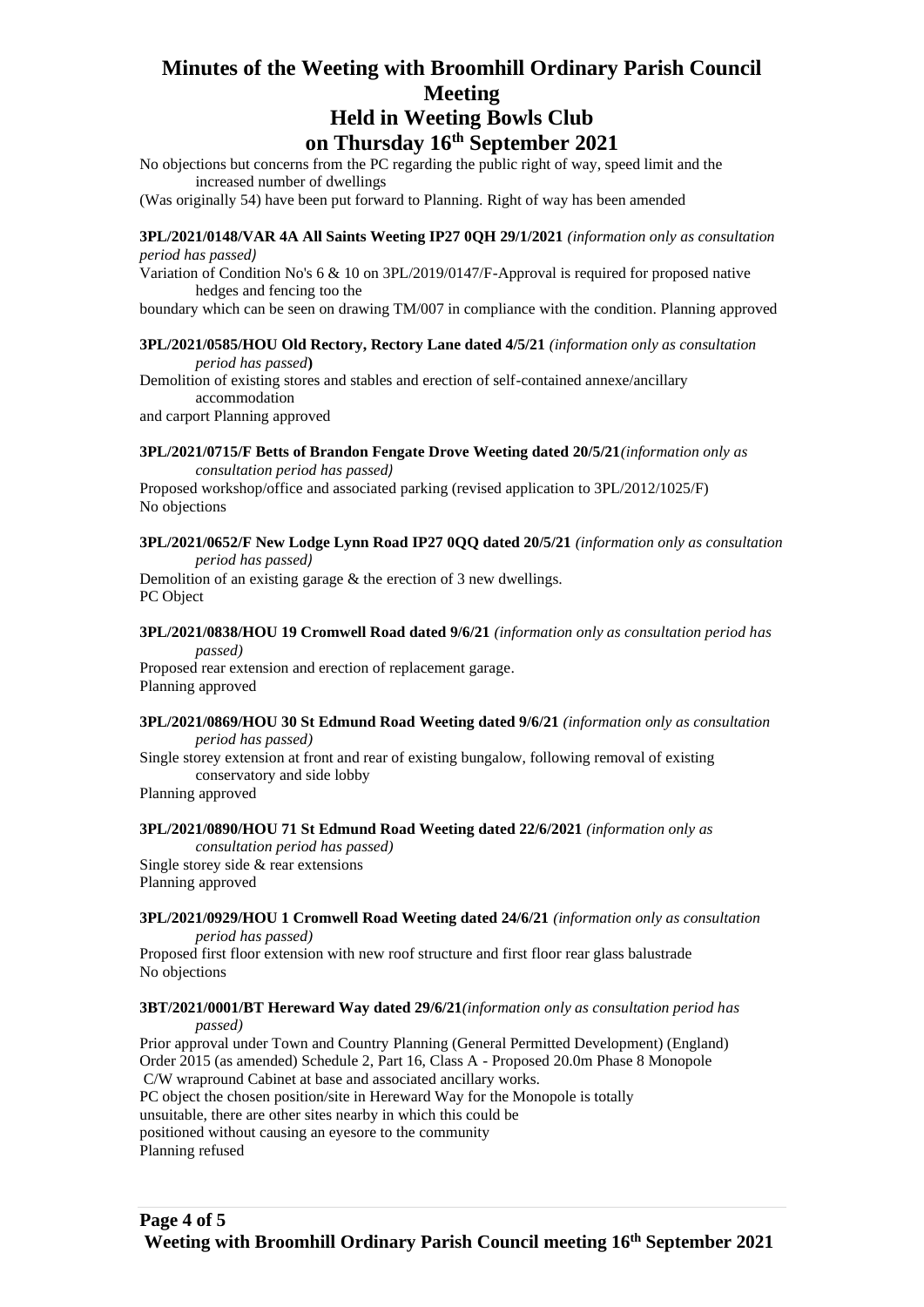# Minutes of the Weeting with Broomhill Ordinary Parish Council Meeting
## Held in Weeting Bowls Club
## on Thursday 16th September 2021

No objections but concerns from the PC regarding the public right of way, speed limit and the increased number of dwellings
(Was originally 54) have been put forward to Planning. Right of way has been amended

**3PL/2021/0148/VAR 4A All Saints Weeting IP27 0QH 29/1/2021** *(information only as consultation period has passed)*
Variation of Condition No's 6 & 10 on 3PL/2019/0147/F-Approval is required for proposed native hedges and fencing too the
boundary which can be seen on drawing TM/007 in compliance with the condition. Planning approved

**3PL/2021/0585/HOU Old Rectory, Rectory Lane dated 4/5/21** *(information only as consultation period has passed*)
Demolition of existing stores and stables and erection of self-contained annexe/ancillary accommodation
and carport Planning approved

**3PL/2021/0715/F Betts of Brandon Fengate Drove Weeting dated 20/5/21***(information only as consultation period has passed)*
Proposed workshop/office and associated parking (revised application to 3PL/2012/1025/F)
No objections

**3PL/2021/0652/F New Lodge Lynn Road IP27 0QQ dated 20/5/21** *(information only as consultation period has passed)*
Demolition of an existing garage & the erection of 3 new dwellings.
PC Object

**3PL/2021/0838/HOU 19 Cromwell Road dated 9/6/21** *(information only as consultation period has passed)*
Proposed rear extension and erection of replacement garage.
Planning approved

**3PL/2021/0869/HOU 30 St Edmund Road Weeting dated 9/6/21** *(information only as consultation period has passed)*
Single storey extension at front and rear of existing bungalow, following removal of existing conservatory and side lobby
Planning approved

**3PL/2021/0890/HOU 71 St Edmund Road Weeting dated 22/6/2021** *(information only as consultation period has passed)*
Single storey side & rear extensions
Planning approved

**3PL/2021/0929/HOU 1 Cromwell Road Weeting dated 24/6/21** *(information only as consultation period has passed)*
Proposed first floor extension with new roof structure and first floor rear glass balustrade
No objections

**3BT/2021/0001/BT Hereward Way dated 29/6/21***(information only as consultation period has passed)*
Prior approval under Town and Country Planning (General Permitted Development) (England) Order 2015 (as amended) Schedule 2, Part 16, Class A - Proposed 20.0m Phase 8 Monopole C/W wrapround Cabinet at base and associated ancillary works.
PC object the chosen position/site in Hereward Way for the Monopole is totally unsuitable, there are other sites nearby in which this could be positioned without causing an eyesore to the community
Planning refused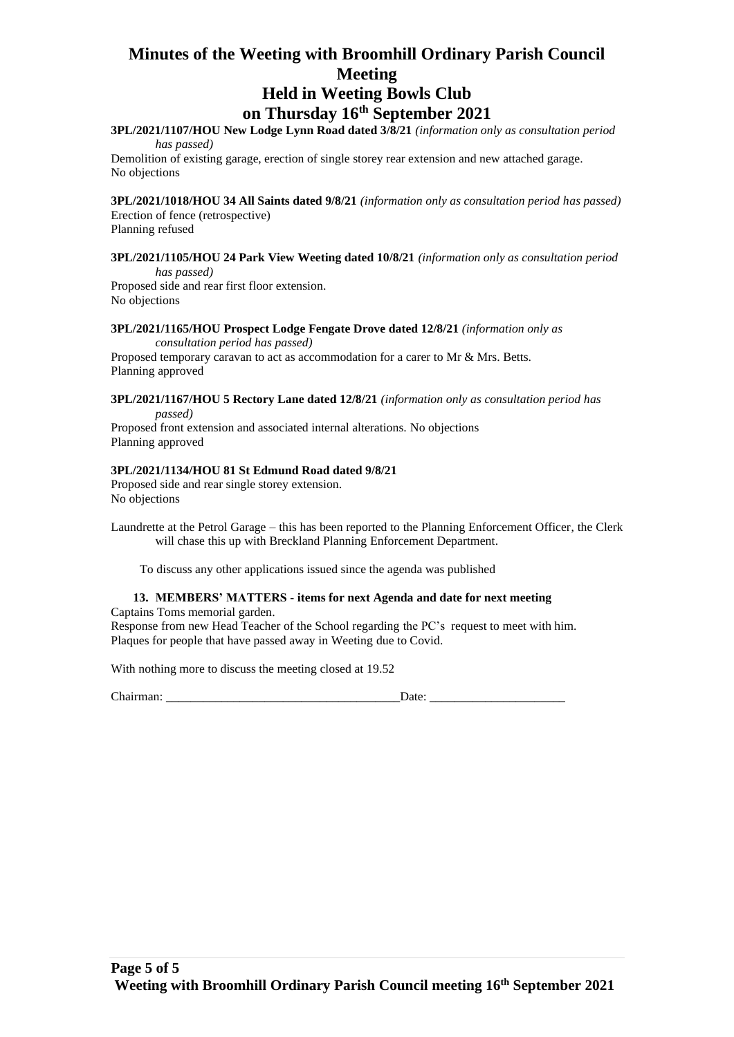**3PL/2021/1107/HOU New Lodge Lynn Road dated 3/8/21** *(information only as consultation period has passed)*
Demolition of existing garage, erection of single storey rear extension and new attached garage.
No objections

**3PL/2021/1018/HOU 34 All Saints dated 9/8/21** *(information only as consultation period has passed)*
Erection of fence (retrospective)
Planning refused

**3PL/2021/1105/HOU 24 Park View Weeting dated 10/8/21** *(information only as consultation period has passed)*
Proposed side and rear first floor extension.
No objections

**3PL/2021/1165/HOU Prospect Lodge Fengate Drove dated 12/8/21** *(information only as consultation period has passed)*
Proposed temporary caravan to act as accommodation for a carer to Mr & Mrs. Betts.
Planning approved

**3PL/2021/1167/HOU 5 Rectory Lane dated 12/8/21** *(information only as consultation period has passed)*
Proposed front extension and associated internal alterations. No objections
Planning approved

**3PL/2021/1134/HOU 81 St Edmund Road dated 9/8/21**
Proposed side and rear single storey extension.
No objections

Laundrette at the Petrol Garage – this has been reported to the Planning Enforcement Officer, the Clerk will chase this up with Breckland Planning Enforcement Department.

To discuss any other applications issued since the agenda was published

**13. MEMBERS' MATTERS - items for next Agenda and date for next meeting**

Captains Toms memorial garden.
Response from new Head Teacher of the School regarding the PC's request to meet with him.
Plaques for people that have passed away in Weeting due to Covid.

With nothing more to discuss the meeting closed at 19.52

Chairman: _____________________________________Date: _____________________